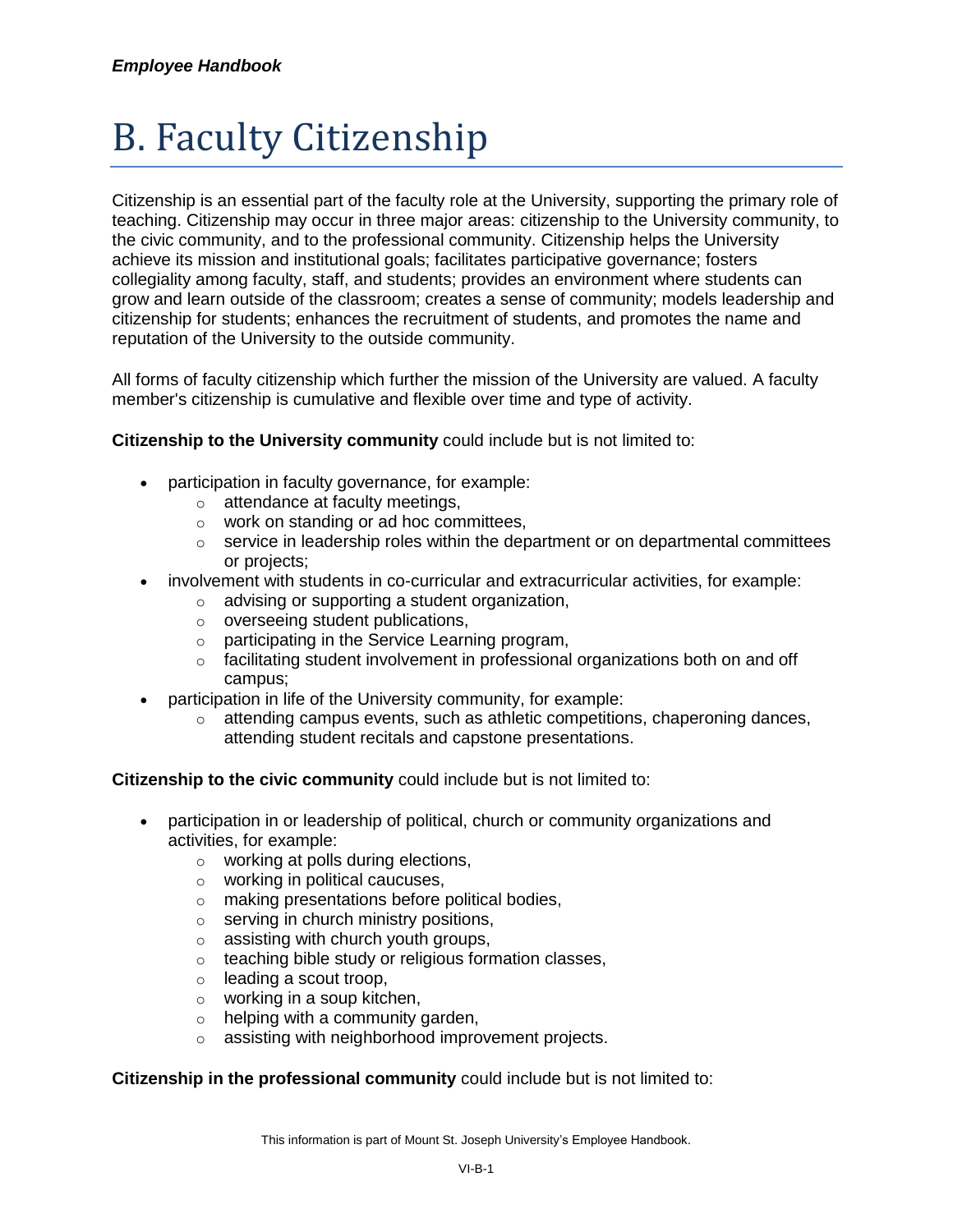# B. Faculty Citizenship

Citizenship is an essential part of the faculty role at the University, supporting the primary role of teaching. Citizenship may occur in three major areas: citizenship to the University community, to the civic community, and to the professional community. Citizenship helps the University achieve its mission and institutional goals; facilitates participative governance; fosters collegiality among faculty, staff, and students; provides an environment where students can grow and learn outside of the classroom; creates a sense of community; models leadership and citizenship for students; enhances the recruitment of students, and promotes the name and reputation of the University to the outside community.

All forms of faculty citizenship which further the mission of the University are valued. A faculty member's citizenship is cumulative and flexible over time and type of activity.

**Citizenship to the University community** could include but is not limited to:

- participation in faculty governance, for example:
  - attendance at faculty meetings,
  - work on standing or ad hoc committees,
  - service in leadership roles within the department or on departmental committees or projects;
- involvement with students in co-curricular and extracurricular activities, for example:
  - advising or supporting a student organization,
  - overseeing student publications,
  - participating in the Service Learning program,
  - facilitating student involvement in professional organizations both on and off campus;
- participation in life of the University community, for example:
  - attending campus events, such as athletic competitions, chaperoning dances, attending student recitals and capstone presentations.

**Citizenship to the civic community** could include but is not limited to:

- participation in or leadership of political, church or community organizations and activities, for example:
  - working at polls during elections,
  - working in political caucuses,
  - making presentations before political bodies,
  - serving in church ministry positions,
  - assisting with church youth groups,
  - teaching bible study or religious formation classes,
  - leading a scout troop,
  - working in a soup kitchen,
  - helping with a community garden,
  - assisting with neighborhood improvement projects.

**Citizenship in the professional community** could include but is not limited to: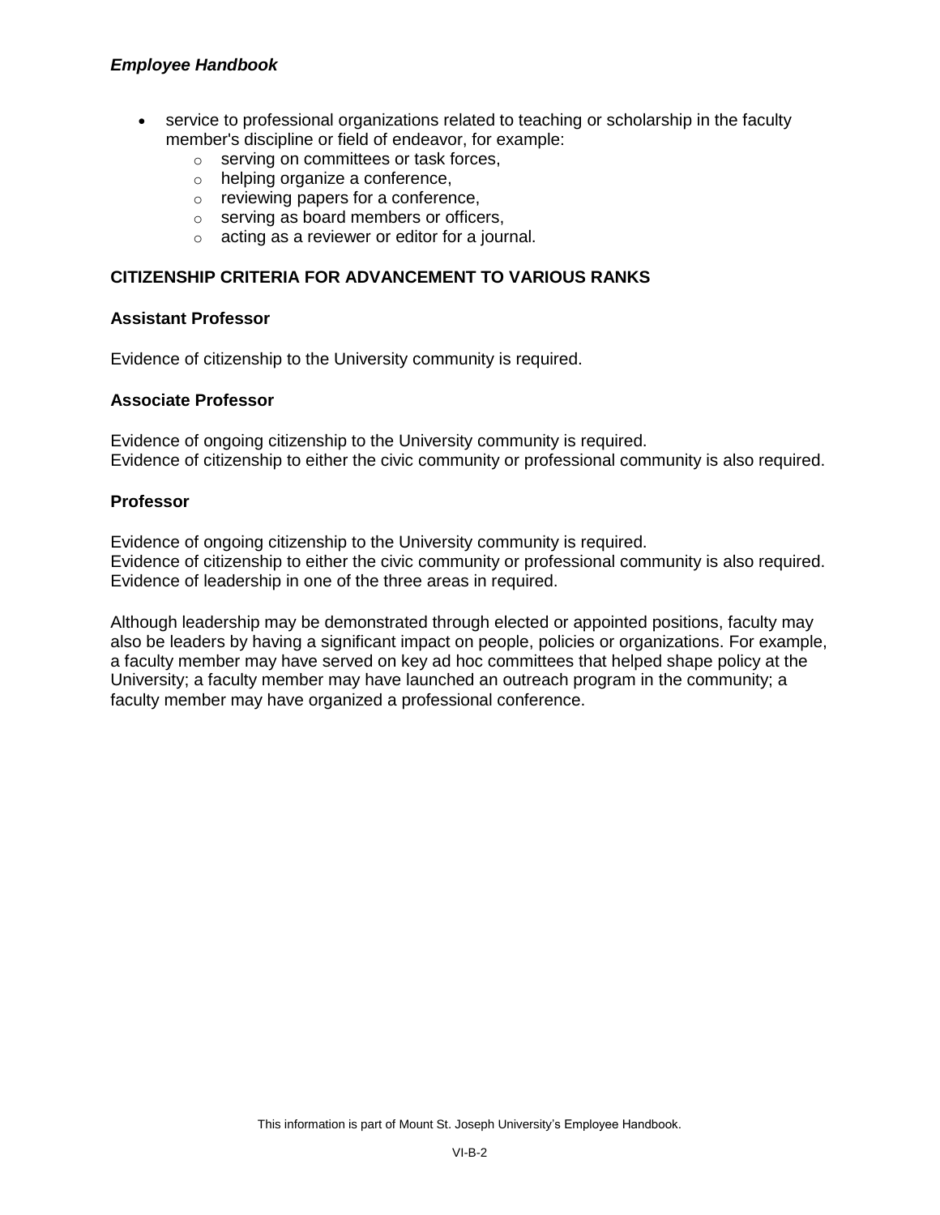- service to professional organizations related to teaching or scholarship in the faculty member's discipline or field of endeavor, for example:
  - serving on committees or task forces,
  - helping organize a conference,
  - reviewing papers for a conference,
  - serving as board members or officers,
  - acting as a reviewer or editor for a journal.

## CITIZENSHIP CRITERIA FOR ADVANCEMENT TO VARIOUS RANKS

### Assistant Professor

Evidence of citizenship to the University community is required.

### Associate Professor

Evidence of ongoing citizenship to the University community is required.
Evidence of citizenship to either the civic community or professional community is also required.

### Professor

Evidence of ongoing citizenship to the University community is required.
Evidence of citizenship to either the civic community or professional community is also required.
Evidence of leadership in one of the three areas in required.

Although leadership may be demonstrated through elected or appointed positions, faculty may also be leaders by having a significant impact on people, policies or organizations. For example, a faculty member may have served on key ad hoc committees that helped shape policy at the University; a faculty member may have launched an outreach program in the community; a faculty member may have organized a professional conference.